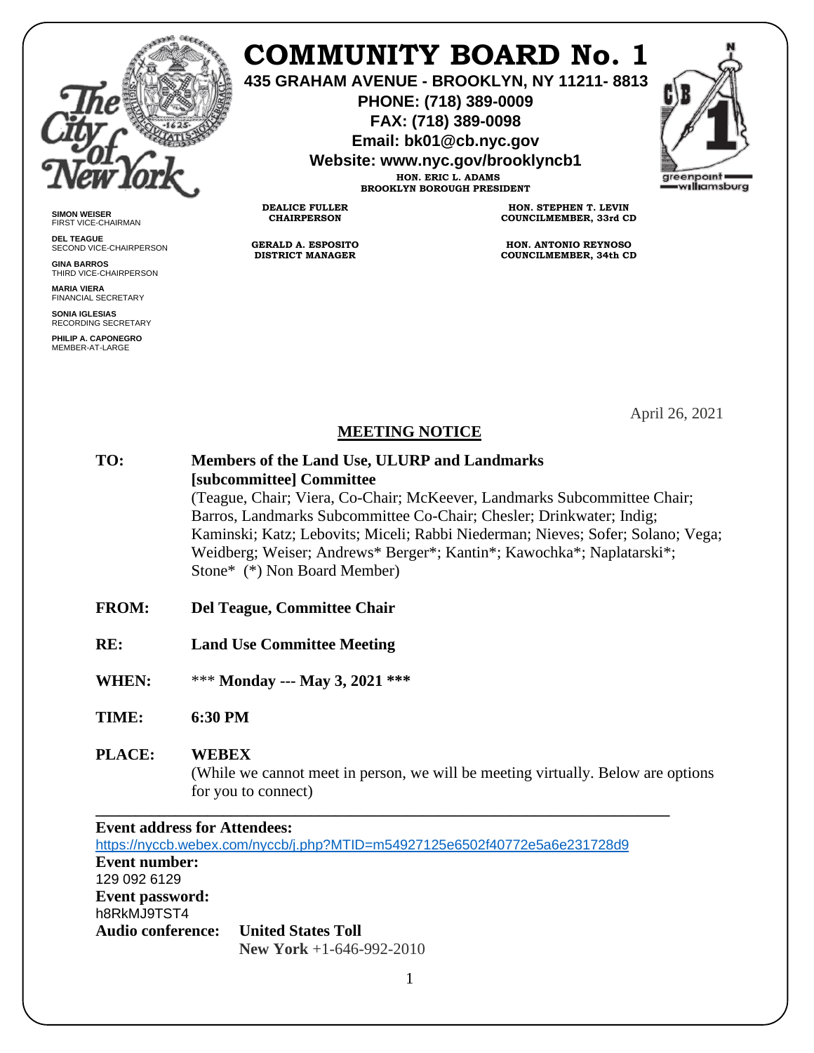# COMMUNITY BOARD No. 1

**435 GRAHAM AVENUE - BROOKLYN, NY 11211- 8813**
**PHONE: (718) 389-0009**
**FAX: (718) 389-0098**
**Email: bk01@cb.nyc.gov**
**Website: www.nyc.gov/brooklyncb1**

**HON. ERIC L. ADAMS**
**BROOKLYN BOROUGH PRESIDENT**

**SIMON WEISER**
FIRST VICE-CHAIRMAN

**DEL TEAGUE**
SECOND VICE-CHAIRPERSON

**GINA BARROS**
THIRD VICE-CHAIRPERSON

**MARIA VIERA**
FINANCIAL SECRETARY

**SONIA IGLESIAS**
RECORDING SECRETARY

**PHILIP A. CAPONEGRO**
MEMBER-AT-LARGE

**DEALICE FULLER**
**CHAIRPERSON**

**GERALD A. ESPOSITO**
**DISTRICT MANAGER**

**HON. STEPHEN T. LEVIN**
**COUNCILMEMBER, 33rd CD**

**HON. ANTONIO REYNOSO**
**COUNCILMEMBER, 34th CD**

April 26, 2021

## MEETING NOTICE

**TO:** **Members of the Land Use, ULURP and Landmarks [subcommittee] Committee**
(Teague, Chair; Viera, Co-Chair; McKeever, Landmarks Subcommittee Chair; Barros, Landmarks Subcommittee Co-Chair; Chesler; Drinkwater; Indig; Kaminski; Katz; Lebovits; Miceli; Rabbi Niederman; Nieves; Sofer; Solano; Vega; Weidberg; Weiser; Andrews* Berger*; Kantin*; Kawochka*; Naplatarski*; Stone* (*) Non Board Member)

**FROM:** **Del Teague, Committee Chair**

**RE:** **Land Use Committee Meeting**

**WHEN:** *** **Monday --- May 3, 2021** ***

**TIME:** **6:30 PM**

**PLACE:** **WEBEX**
(While we cannot meet in person, we will be meeting virtually. Below are options for you to connect)

---

**Event address for Attendees:**
https://nyccb.webex.com/nyccb/j.php?MTID=m54927125e6502f40772e5a6e231728d9

**Event number:**
129 092 6129

**Event password:**
h8RkMJ9TST4

**Audio conference:** **United States Toll**
**New York** +1-646-992-2010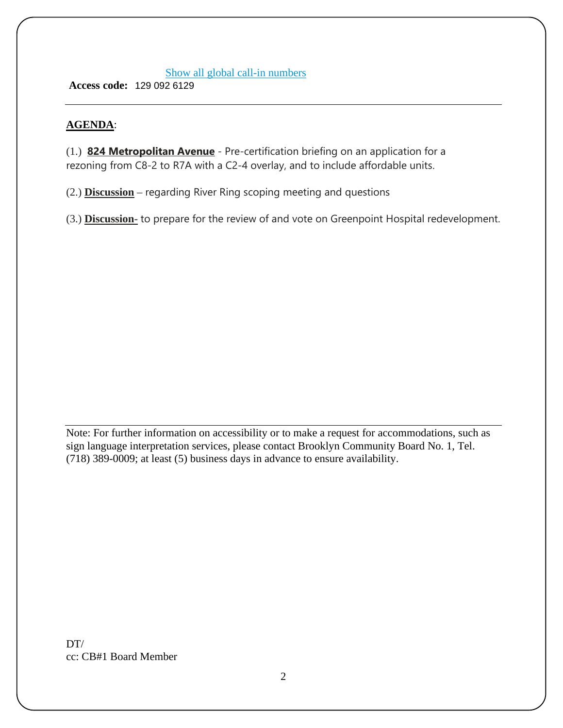Show all global call-in numbers

**Access code:** 129 092 6129

---

**AGENDA**:

(1.) **824 Metropolitan Avenue** - Pre-certification briefing on an application for a rezoning from C8-2 to R7A with a C2-4 overlay, and to include affordable units.

(2.) **Discussion** – regarding River Ring scoping meeting and questions

(3.) **Discussion-** to prepare for the review of and vote on Greenpoint Hospital redevelopment.

---

Note: For further information on accessibility or to make a request for accommodations, such as sign language interpretation services, please contact Brooklyn Community Board No. 1, Tel. (718) 389-0009; at least (5) business days in advance to ensure availability.

DT/
cc: CB#1 Board Member